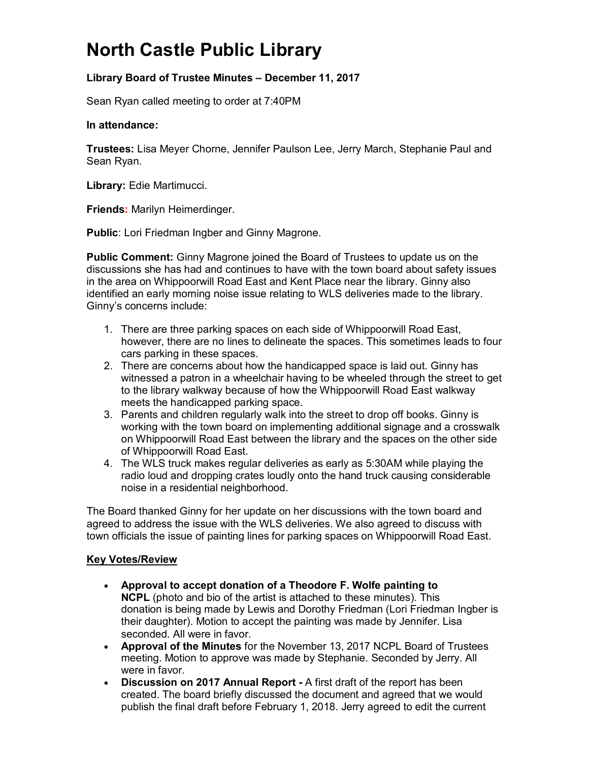# North Castle Public Library

**Library Board of Trustee Minutes – December 11, 2017**

Sean Ryan called meeting to order at 7:40PM

**In attendance:**

**Trustees:** Lisa Meyer Chorne, Jennifer Paulson Lee, Jerry March, Stephanie Paul and Sean Ryan.

**Library:** Edie Martimucci.

**Friends:** Marilyn Heimerdinger.

**Public**: Lori Friedman Ingber and Ginny Magrone.

**Public Comment:** Ginny Magrone joined the Board of Trustees to update us on the discussions she has had and continues to have with the town board about safety issues in the area on Whippoorwill Road East and Kent Place near the library. Ginny also identified an early morning noise issue relating to WLS deliveries made to the library. Ginny's concerns include:

1. There are three parking spaces on each side of Whippoorwill Road East, however, there are no lines to delineate the spaces. This sometimes leads to four cars parking in these spaces.
2. There are concerns about how the handicapped space is laid out. Ginny has witnessed a patron in a wheelchair having to be wheeled through the street to get to the library walkway because of how the Whippoorwill Road East walkway meets the handicapped parking space.
3. Parents and children regularly walk into the street to drop off books. Ginny is working with the town board on implementing additional signage and a crosswalk on Whippoorwill Road East between the library and the spaces on the other side of Whippoorwill Road East.
4. The WLS truck makes regular deliveries as early as 5:30AM while playing the radio loud and dropping crates loudly onto the hand truck causing considerable noise in a residential neighborhood.

The Board thanked Ginny for her update on her discussions with the town board and agreed to address the issue with the WLS deliveries. We also agreed to discuss with town officials the issue of painting lines for parking spaces on Whippoorwill Road East.

**Key Votes/Review**

- **Approval to accept donation of a Theodore F. Wolfe painting to NCPL** (photo and bio of the artist is attached to these minutes). This donation is being made by Lewis and Dorothy Friedman (Lori Friedman Ingber is their daughter). Motion to accept the painting was made by Jennifer. Lisa seconded. All were in favor.
- **Approval of the Minutes** for the November 13, 2017 NCPL Board of Trustees meeting. Motion to approve was made by Stephanie. Seconded by Jerry. All were in favor.
- **Discussion on 2017 Annual Report -** A first draft of the report has been created. The board briefly discussed the document and agreed that we would publish the final draft before February 1, 2018. Jerry agreed to edit the current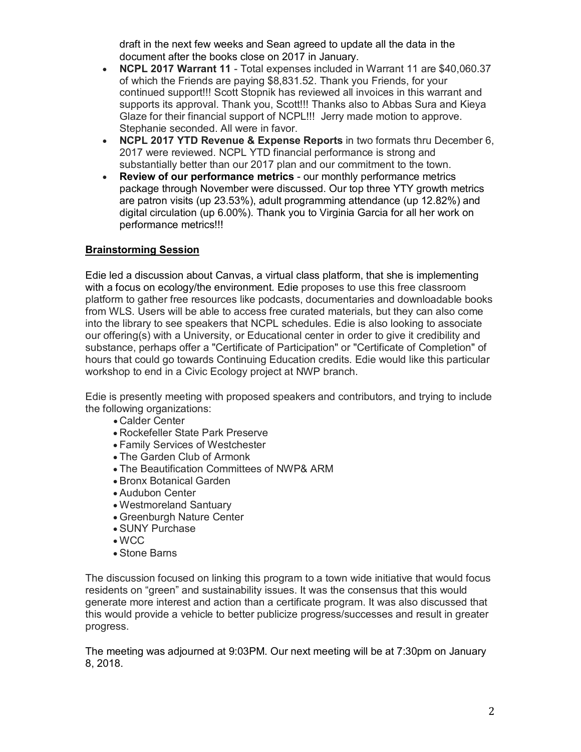draft in the next few weeks and Sean agreed to update all the data in the document after the books close on 2017 in January.

- **NCPL 2017 Warrant 11** - Total expenses included in Warrant 11 are $40,060.37 of which the Friends are paying $8,831.52. Thank you Friends, for your continued support!!! Scott Stopnik has reviewed all invoices in this warrant and supports its approval. Thank you, Scott!!! Thanks also to Abbas Sura and Kieya Glaze for their financial support of NCPL!!! Jerry made motion to approve. Stephanie seconded. All were in favor.
- **NCPL 2017 YTD Revenue & Expense Reports** in two formats thru December 6, 2017 were reviewed. NCPL YTD financial performance is strong and substantially better than our 2017 plan and our commitment to the town.
- **Review of our performance metrics** - our monthly performance metrics package through November were discussed. Our top three YTY growth metrics are patron visits (up 23.53%), adult programming attendance (up 12.82%) and digital circulation (up 6.00%). Thank you to Virginia Garcia for all her work on performance metrics!!!

## Brainstorming Session

Edie led a discussion about Canvas, a virtual class platform, that she is implementing with a focus on ecology/the environment. Edie proposes to use this free classroom platform to gather free resources like podcasts, documentaries and downloadable books from WLS. Users will be able to access free curated materials, but they can also come into the library to see speakers that NCPL schedules. Edie is also looking to associate our offering(s) with a University, or Educational center in order to give it credibility and substance, perhaps offer a "Certificate of Participation" or "Certificate of Completion" of hours that could go towards Continuing Education credits. Edie would like this particular workshop to end in a Civic Ecology project at NWP branch.

Edie is presently meeting with proposed speakers and contributors, and trying to include the following organizations:

- Calder Center
- Rockefeller State Park Preserve
- Family Services of Westchester
- The Garden Club of Armonk
- The Beautification Committees of NWP& ARM
- Bronx Botanical Garden
- Audubon Center
- Westmoreland Santuary
- Greenburgh Nature Center
- SUNY Purchase
- WCC
- Stone Barns

The discussion focused on linking this program to a town wide initiative that would focus residents on "green" and sustainability issues. It was the consensus that this would generate more interest and action than a certificate program. It was also discussed that this would provide a vehicle to better publicize progress/successes and result in greater progress.

The meeting was adjourned at 9:03PM. Our next meeting will be at 7:30pm on January 8, 2018.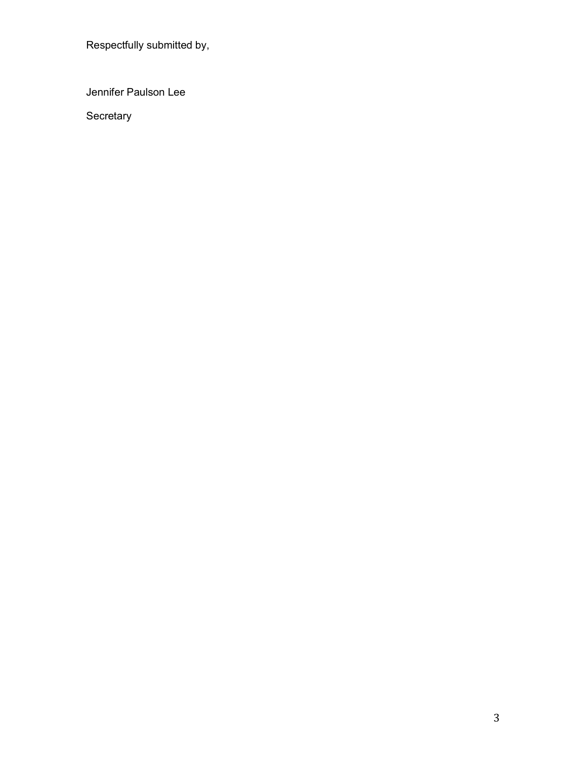Respectfully submitted by,

Jennifer Paulson Lee

Secretary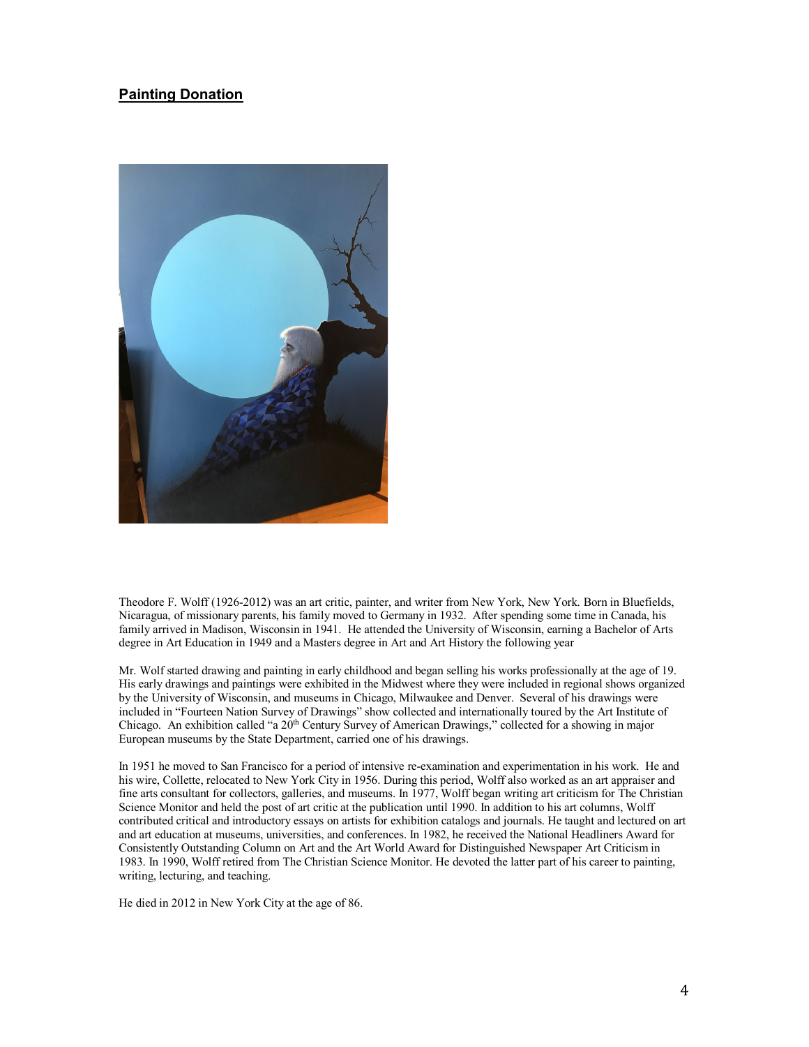## Painting Donation

Theodore F. Wolff (1926-2012) was an art critic, painter, and writer from New York, New York. Born in Bluefields, Nicaragua, of missionary parents, his family moved to Germany in 1932. After spending some time in Canada, his family arrived in Madison, Wisconsin in 1941. He attended the University of Wisconsin, earning a Bachelor of Arts degree in Art Education in 1949 and a Masters degree in Art and Art History the following year

Mr. Wolf started drawing and painting in early childhood and began selling his works professionally at the age of 19. His early drawings and paintings were exhibited in the Midwest where they were included in regional shows organized by the University of Wisconsin, and museums in Chicago, Milwaukee and Denver. Several of his drawings were included in "Fourteen Nation Survey of Drawings" show collected and internationally toured by the Art Institute of Chicago. An exhibition called "a 20th Century Survey of American Drawings," collected for a showing in major European museums by the State Department, carried one of his drawings.

In 1951 he moved to San Francisco for a period of intensive re-examination and experimentation in his work. He and his wire, Collette, relocated to New York City in 1956. During this period, Wolff also worked as an art appraiser and fine arts consultant for collectors, galleries, and museums. In 1977, Wolff began writing art criticism for The Christian Science Monitor and held the post of art critic at the publication until 1990. In addition to his art columns, Wolff contributed critical and introductory essays on artists for exhibition catalogs and journals. He taught and lectured on art and art education at museums, universities, and conferences. In 1982, he received the National Headliners Award for Consistently Outstanding Column on Art and the Art World Award for Distinguished Newspaper Art Criticism in 1983. In 1990, Wolff retired from The Christian Science Monitor. He devoted the latter part of his career to painting, writing, lecturing, and teaching.

He died in 2012 in New York City at the age of 86.